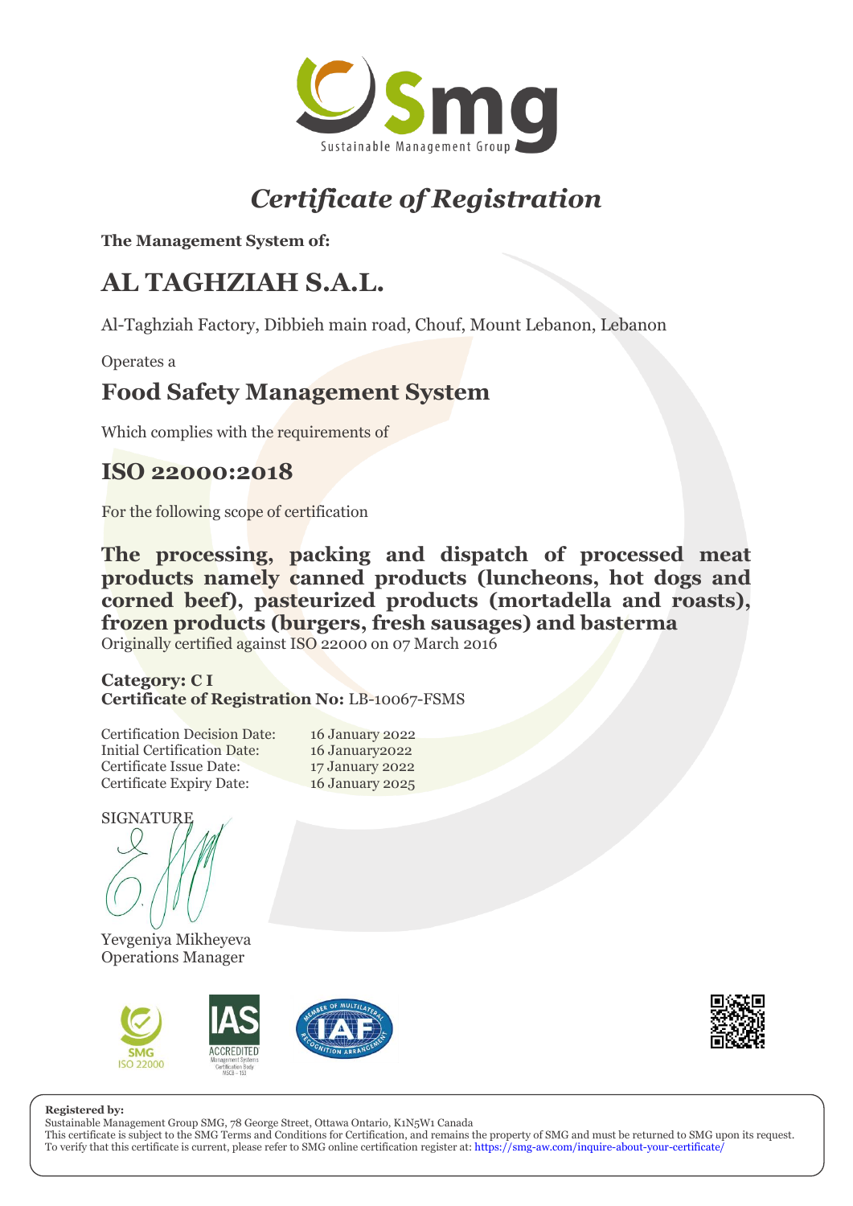Smg
Sustainable Management Group

# *Certificate of Registration*

**The Management System of:**

## AL TAGHZIAH S.A.L.

Al-Taghziah Factory, Dibbieh main road, Chouf, Mount Lebanon, Lebanon

Operates a

## Food Safety Management System

Which complies with the requirements of

## ISO 22000:2018

For the following scope of certification

**The processing, packing and dispatch of processed meat products namely canned products (luncheons, hot dogs and corned beef), pasteurized products (mortadella and roasts), frozen products (burgers, fresh sausages) and basterma**

Originally certified against ISO 22000 on 07 March 2016

**Category: C I**
**Certificate of Registration No:** LB-10067-FSMS

| | |
|---|---|
| Certification Decision Date: | 16 January 2022 |
| Initial Certification Date: | 16 January2022 |
| Certificate Issue Date: | 17 January 2022 |
| Certificate Expiry Date: | 16 January 2025 |

SIGNATURE

Yevgeniya Mikheyeva
Operations Manager

SMG ISO 22000 — IAS ACCREDITED Management Systems Certification Body MSCB – 153 — IAF Member of Multilateral Recognition Arrangement

**Registered by:**
Sustainable Management Group SMG, 78 George Street, Ottawa Ontario, K1N5W1 Canada
This certificate is subject to the SMG Terms and Conditions for Certification, and remains the property of SMG and must be returned to SMG upon its request.
To verify that this certificate is current, please refer to SMG online certification register at: https://smg-aw.com/inquire-about-your-certificate/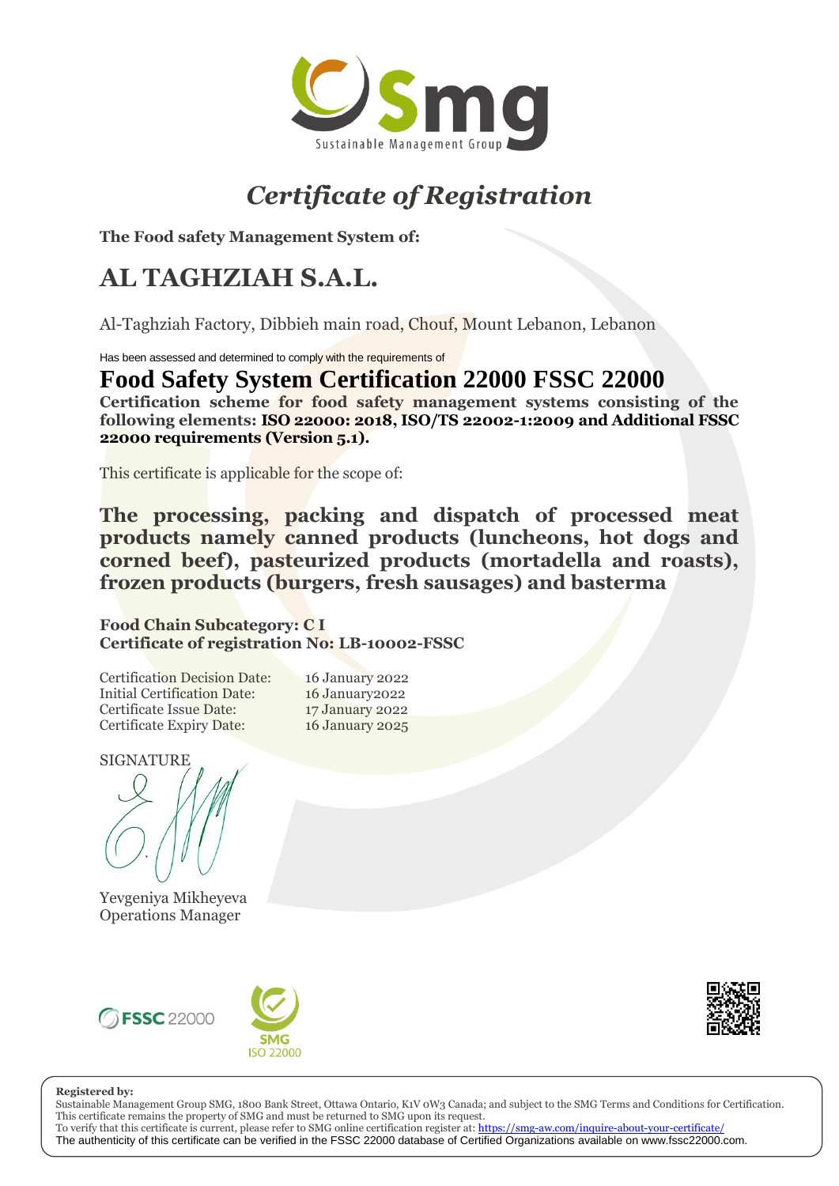Smg
Sustainable Management Group

# *Certificate of Registration*

**The Food safety Management System of:**

# AL TAGHZIAH S.A.L.

Al-Taghziah Factory, Dibbieh main road, Chouf, Mount Lebanon, Lebanon

Has been assessed and determined to comply with the requirements of

## Food Safety System Certification 22000 FSSC 22000

**Certification scheme for food safety management systems consisting of the following elements: ISO 22000: 2018, ISO/TS 22002-1:2009 and Additional FSSC 22000 requirements (Version 5.1).**

This certificate is applicable for the scope of:

**The processing, packing and dispatch of processed meat products namely canned products (luncheons, hot dogs and corned beef), pasteurized products (mortadella and roasts), frozen products (burgers, fresh sausages) and basterma**

**Food Chain Subcategory: C I**
**Certificate of registration No: LB-10002-FSSC**

| | |
|---|---|
| Certification Decision Date: | 16 January 2022 |
| Initial Certification Date: | 16 January2022 |
| Certificate Issue Date: | 17 January 2022 |
| Certificate Expiry Date: | 16 January 2025 |

SIGNATURE

Yevgeniya Mikheyeva
Operations Manager

FSSC 22000

SMG
ISO 22000

**Registered by:**
Sustainable Management Group SMG, 1800 Bank Street, Ottawa Ontario, K1V 0W3 Canada; and subject to the SMG Terms and Conditions for Certification.
This certificate remains the property of SMG and must be returned to SMG upon its request.
To verify that this certificate is current, please refer to SMG online certification register at: https://smg-aw.com/inquire-about-your-certificate/
The authenticity of this certificate can be verified in the FSSC 22000 database of Certified Organizations available on www.fssc22000.com.